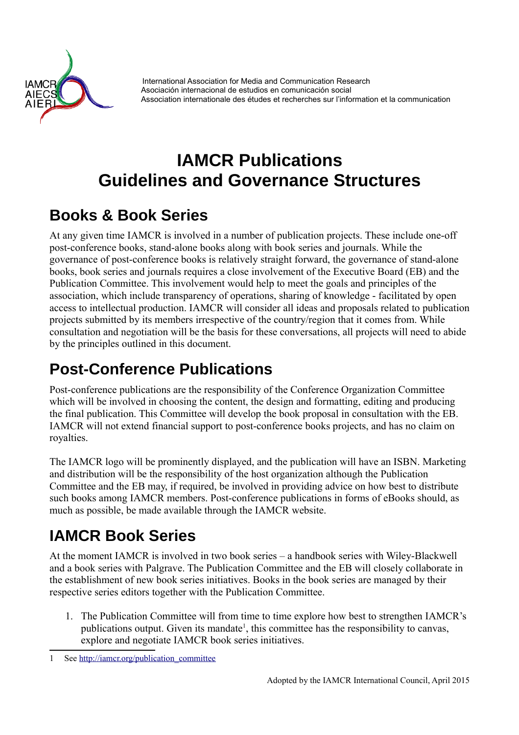International Association for Media and Communication Research
Asociación internacional de estudios en comunicación social
Association internationale des études et recherches sur l'information et la communication

# IAMCR Publications
# Guidelines and Governance Structures

## Books & Book Series

At any given time IAMCR is involved in a number of publication projects. These include one-off post-conference books, stand-alone books along with book series and journals. While the governance of post-conference books is relatively straight forward, the governance of stand-alone books, book series and journals requires a close involvement of the Executive Board (EB) and the Publication Committee. This involvement would help to meet the goals and principles of the association, which include transparency of operations, sharing of knowledge - facilitated by open access to intellectual production. IAMCR will consider all ideas and proposals related to publication projects submitted by its members irrespective of the country/region that it comes from. While consultation and negotiation will be the basis for these conversations, all projects will need to abide by the principles outlined in this document.

## Post-Conference Publications

Post-conference publications are the responsibility of the Conference Organization Committee which will be involved in choosing the content, the design and formatting, editing and producing the final publication. This Committee will develop the book proposal in consultation with the EB. IAMCR will not extend financial support to post-conference books projects, and has no claim on royalties.

The IAMCR logo will be prominently displayed, and the publication will have an ISBN. Marketing and distribution will be the responsibility of the host organization although the Publication Committee and the EB may, if required, be involved in providing advice on how best to distribute such books among IAMCR members. Post-conference publications in forms of eBooks should, as much as possible, be made available through the IAMCR website.

## IAMCR Book Series

At the moment IAMCR is involved in two book series – a handbook series with Wiley-Blackwell and a book series with Palgrave. The Publication Committee and the EB will closely collaborate in the establishment of new book series initiatives. Books in the book series are managed by their respective series editors together with the Publication Committee.

1. The Publication Committee will from time to time explore how best to strengthen IAMCR's publications output. Given its mandate[1], this committee has the responsibility to canvas, explore and negotiate IAMCR book series initiatives.

1 See http://iamcr.org/publication_committee

Adopted by the IAMCR International Council, April 2015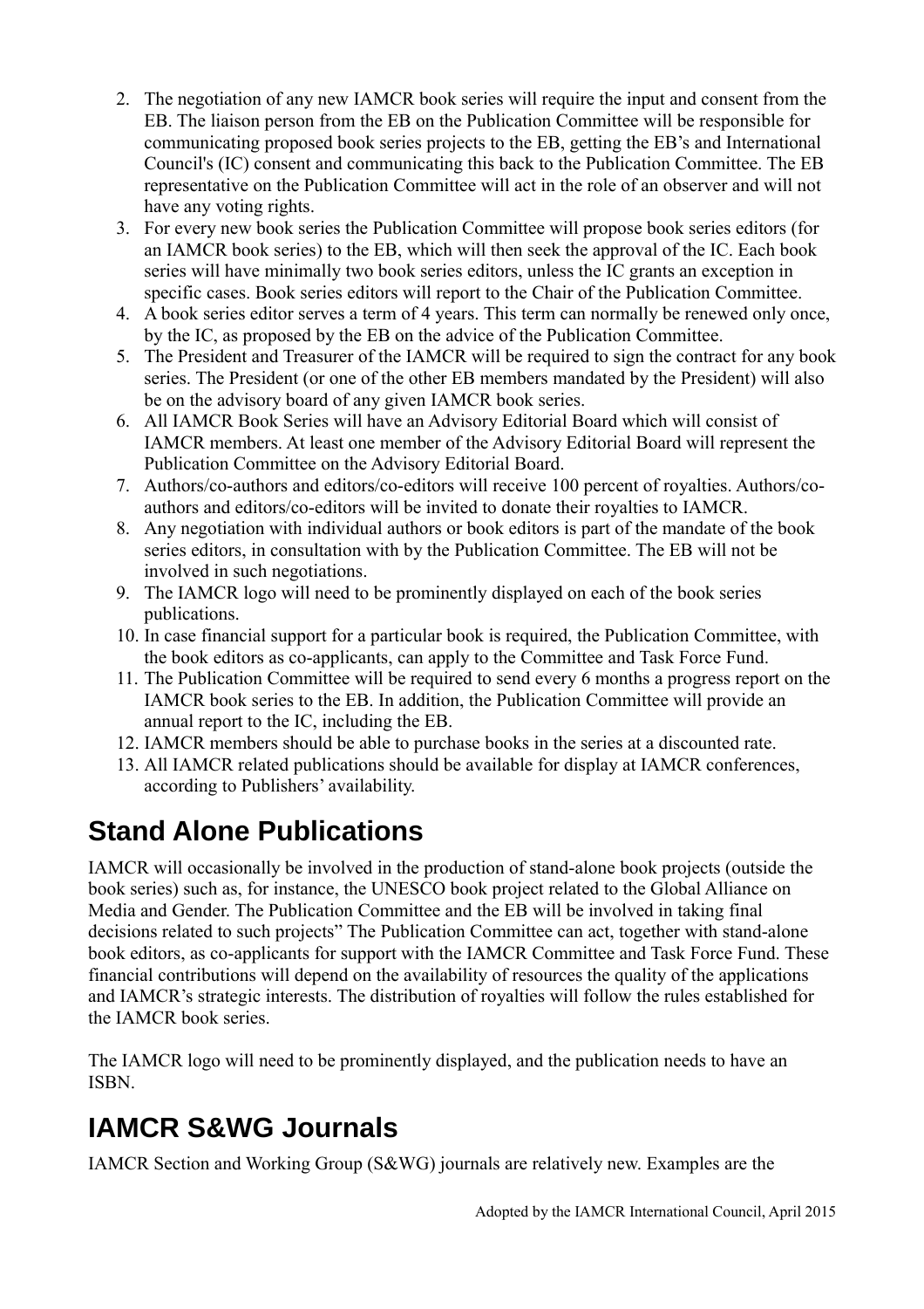2. The negotiation of any new IAMCR book series will require the input and consent from the EB. The liaison person from the EB on the Publication Committee will be responsible for communicating proposed book series projects to the EB, getting the EB's and International Council's (IC) consent and communicating this back to the Publication Committee. The EB representative on the Publication Committee will act in the role of an observer and will not have any voting rights.
3. For every new book series the Publication Committee will propose book series editors (for an IAMCR book series) to the EB, which will then seek the approval of the IC. Each book series will have minimally two book series editors, unless the IC grants an exception in specific cases. Book series editors will report to the Chair of the Publication Committee.
4. A book series editor serves a term of 4 years. This term can normally be renewed only once, by the IC, as proposed by the EB on the advice of the Publication Committee.
5. The President and Treasurer of the IAMCR will be required to sign the contract for any book series. The President (or one of the other EB members mandated by the President) will also be on the advisory board of any given IAMCR book series.
6. All IAMCR Book Series will have an Advisory Editorial Board which will consist of IAMCR members. At least one member of the Advisory Editorial Board will represent the Publication Committee on the Advisory Editorial Board.
7. Authors/co-authors and editors/co-editors will receive 100 percent of royalties. Authors/co-authors and editors/co-editors will be invited to donate their royalties to IAMCR.
8. Any negotiation with individual authors or book editors is part of the mandate of the book series editors, in consultation with by the Publication Committee. The EB will not be involved in such negotiations.
9. The IAMCR logo will need to be prominently displayed on each of the book series publications.
10. In case financial support for a particular book is required, the Publication Committee, with the book editors as co-applicants, can apply to the Committee and Task Force Fund.
11. The Publication Committee will be required to send every 6 months a progress report on the IAMCR book series to the EB. In addition, the Publication Committee will provide an annual report to the IC, including the EB.
12. IAMCR members should be able to purchase books in the series at a discounted rate.
13. All IAMCR related publications should be available for display at IAMCR conferences, according to Publishers' availability.

## Stand Alone Publications

IAMCR will occasionally be involved in the production of stand-alone book projects (outside the book series) such as, for instance, the UNESCO book project related to the Global Alliance on Media and Gender. The Publication Committee and the EB will be involved in taking final decisions related to such projects" The Publication Committee can act, together with stand-alone book editors, as co-applicants for support with the IAMCR Committee and Task Force Fund. These financial contributions will depend on the availability of resources the quality of the applications and IAMCR's strategic interests. The distribution of royalties will follow the rules established for the IAMCR book series.

The IAMCR logo will need to be prominently displayed, and the publication needs to have an ISBN.

## IAMCR S&WG Journals

IAMCR Section and Working Group (S&WG) journals are relatively new. Examples are the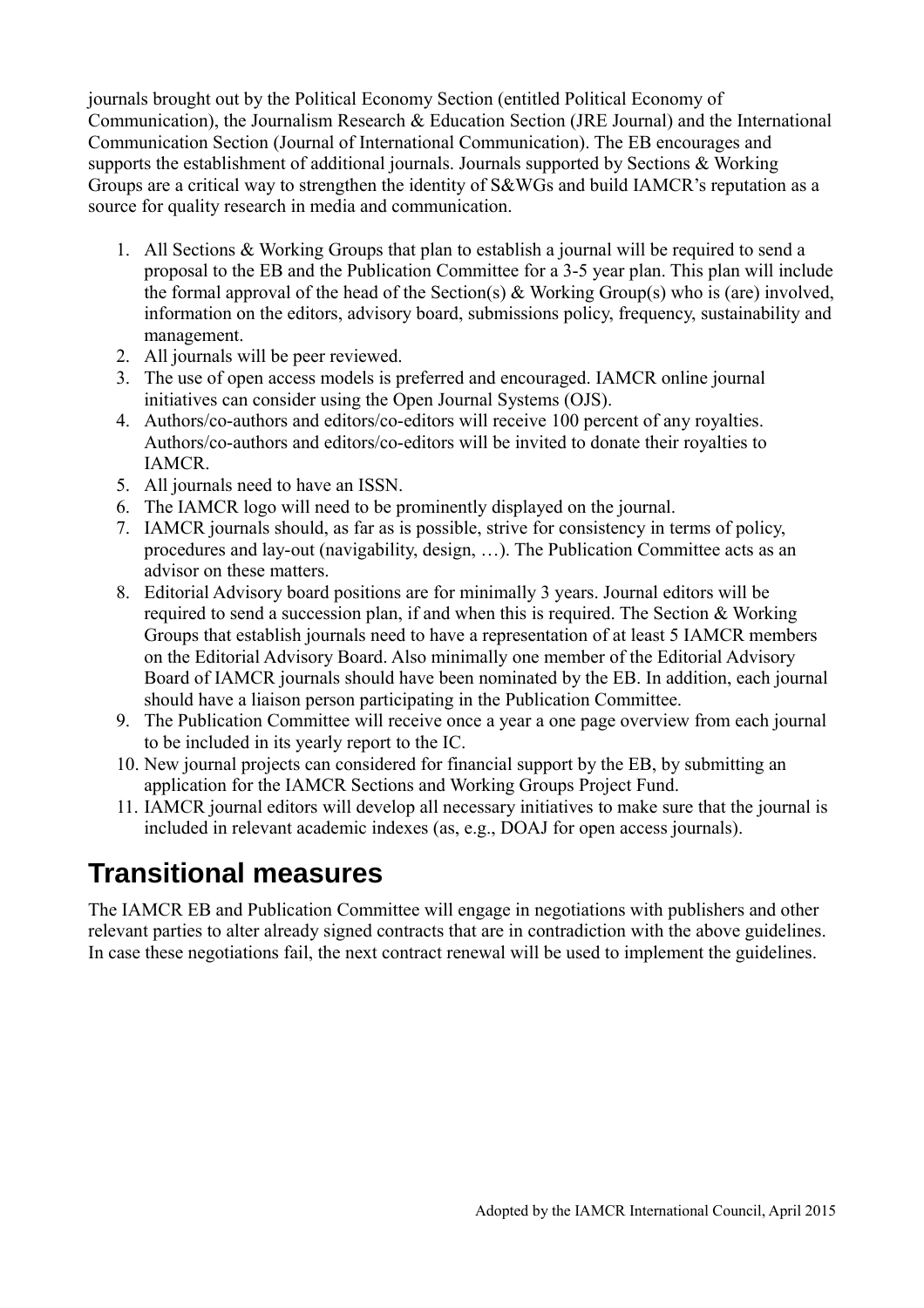journals brought out by the Political Economy Section (entitled Political Economy of Communication), the Journalism Research & Education Section (JRE Journal) and the International Communication Section (Journal of International Communication). The EB encourages and supports the establishment of additional journals. Journals supported by Sections & Working Groups are a critical way to strengthen the identity of S&WGs and build IAMCR's reputation as a source for quality research in media and communication.

1. All Sections & Working Groups that plan to establish a journal will be required to send a proposal to the EB and the Publication Committee for a 3-5 year plan. This plan will include the formal approval of the head of the Section(s) & Working Group(s) who is (are) involved, information on the editors, advisory board, submissions policy, frequency, sustainability and management.
2. All journals will be peer reviewed.
3. The use of open access models is preferred and encouraged. IAMCR online journal initiatives can consider using the Open Journal Systems (OJS).
4. Authors/co-authors and editors/co-editors will receive 100 percent of any royalties. Authors/co-authors and editors/co-editors will be invited to donate their royalties to IAMCR.
5. All journals need to have an ISSN.
6. The IAMCR logo will need to be prominently displayed on the journal.
7. IAMCR journals should, as far as is possible, strive for consistency in terms of policy, procedures and lay-out (navigability, design, …). The Publication Committee acts as an advisor on these matters.
8. Editorial Advisory board positions are for minimally 3 years. Journal editors will be required to send a succession plan, if and when this is required. The Section & Working Groups that establish journals need to have a representation of at least 5 IAMCR members on the Editorial Advisory Board. Also minimally one member of the Editorial Advisory Board of IAMCR journals should have been nominated by the EB. In addition, each journal should have a liaison person participating in the Publication Committee.
9. The Publication Committee will receive once a year a one page overview from each journal to be included in its yearly report to the IC.
10. New journal projects can considered for financial support by the EB, by submitting an application for the IAMCR Sections and Working Groups Project Fund.
11. IAMCR journal editors will develop all necessary initiatives to make sure that the journal is included in relevant academic indexes (as, e.g., DOAJ for open access journals).

## Transitional measures

The IAMCR EB and Publication Committee will engage in negotiations with publishers and other relevant parties to alter already signed contracts that are in contradiction with the above guidelines. In case these negotiations fail, the next contract renewal will be used to implement the guidelines.

Adopted by the IAMCR International Council, April 2015